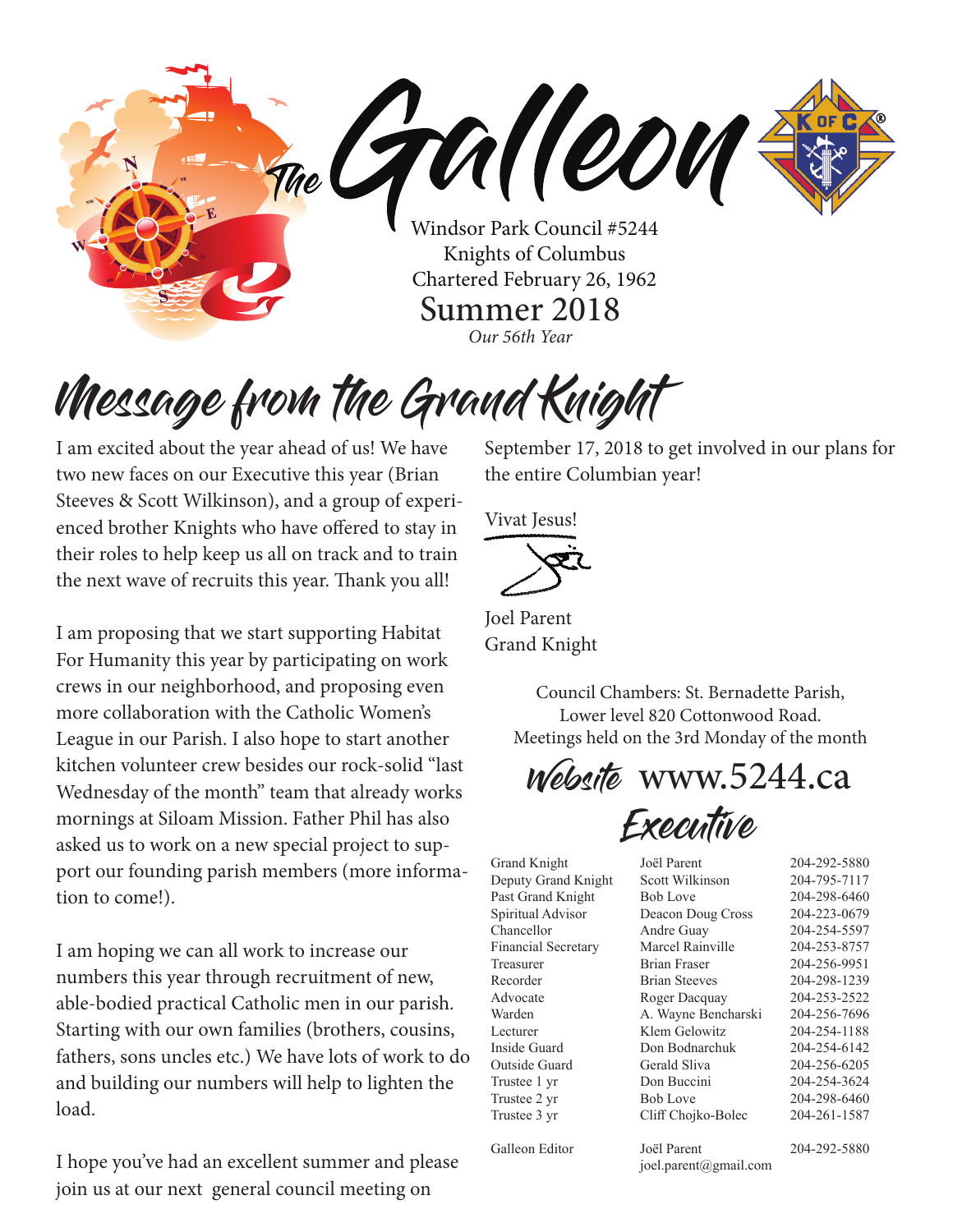# The Galleon

Windsor Park Council #5244
Knights of Columbus
Chartered February 26, 1962

Summer 2018

*Our 56th Year*

## Message from the Grand Knight

I am excited about the year ahead of us! We have two new faces on our Executive this year (Brian Steeves & Scott Wilkinson), and a group of experienced brother Knights who have offered to stay in their roles to help keep us all on track and to train the next wave of recruits this year. Thank you all!

I am proposing that we start supporting Habitat For Humanity this year by participating on work crews in our neighborhood, and proposing even more collaboration with the Catholic Women's League in our Parish. I also hope to start another kitchen volunteer crew besides our rock-solid "last Wednesday of the month" team that already works mornings at Siloam Mission. Father Phil has also asked us to work on a new special project to support our founding parish members (more information to come!).

I am hoping we can all work to increase our numbers this year through recruitment of new, able-bodied practical Catholic men in our parish. Starting with our own families (brothers, cousins, fathers, sons uncles etc.) We have lots of work to do and building our numbers will help to lighten the load.

I hope you've had an excellent summer and please join us at our next general council meeting on September 17, 2018 to get involved in our plans for the entire Columbian year!

Vivat Jesus!

Joel Parent
Grand Knight

Council Chambers: St. Bernadette Parish,
Lower level 820 Cottonwood Road.
Meetings held on the 3rd Monday of the month

Website www.5244.ca

## Executive

| | | |
|---|---|---|
| Grand Knight | Joël Parent | 204-292-5880 |
| Deputy Grand Knight | Scott Wilkinson | 204-795-7117 |
| Past Grand Knight | Bob Love | 204-298-6460 |
| Spiritual Advisor | Deacon Doug Cross | 204-223-0679 |
| Chancellor | Andre Guay | 204-254-5597 |
| Financial Secretary | Marcel Rainville | 204-253-8757 |
| Treasurer | Brian Fraser | 204-256-9951 |
| Recorder | Brian Steeves | 204-298-1239 |
| Advocate | Roger Dacquay | 204-253-2522 |
| Warden | A. Wayne Bencharski | 204-256-7696 |
| Lecturer | Klem Gelowitz | 204-254-1188 |
| Inside Guard | Don Bodnarchuk | 204-254-6142 |
| Outside Guard | Gerald Sliva | 204-256-6205 |
| Trustee 1 yr | Don Buccini | 204-254-3624 |
| Trustee 2 yr | Bob Love | 204-298-6460 |
| Trustee 3 yr | Cliff Chojko-Bolec | 204-261-1587 |
| Galleon Editor | Joël Parent<br>joel.parent@gmail.com | 204-292-5880 |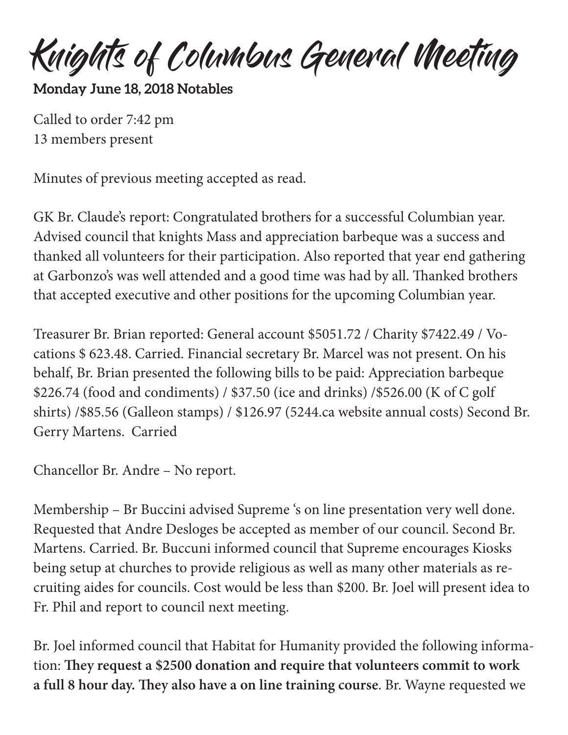# Knights of Columbus General Meeting

**Monday June 18, 2018 Notables**

Called to order 7:42 pm
13 members present

Minutes of previous meeting accepted as read.

GK Br. Claude's report: Congratulated brothers for a successful Columbian year. Advised council that knights Mass and appreciation barbeque was a success and thanked all volunteers for their participation. Also reported that year end gathering at Garbonzo's was well attended and a good time was had by all. Thanked brothers that accepted executive and other positions for the upcoming Columbian year.

Treasurer Br. Brian reported: General account $5051.72 / Charity $7422.49 / Vocations $ 623.48. Carried. Financial secretary Br. Marcel was not present. On his behalf, Br. Brian presented the following bills to be paid: Appreciation barbeque $226.74 (food and condiments) / $37.50 (ice and drinks) /$526.00 (K of C golf shirts) /$85.56 (Galleon stamps) / $126.97 (5244.ca website annual costs) Second Br. Gerry Martens. Carried

Chancellor Br. Andre – No report.

Membership – Br Buccini advised Supreme 's on line presentation very well done. Requested that Andre Desloges be accepted as member of our council. Second Br. Martens. Carried. Br. Buccuni informed council that Supreme encourages Kiosks being setup at churches to provide religious as well as many other materials as recruiting aides for councils. Cost would be less than $200. Br. Joel will present idea to Fr. Phil and report to council next meeting.

Br. Joel informed council that Habitat for Humanity provided the following information: **They request a $2500 donation and require that volunteers commit to work a full 8 hour day. They also have a on line training course**. Br. Wayne requested we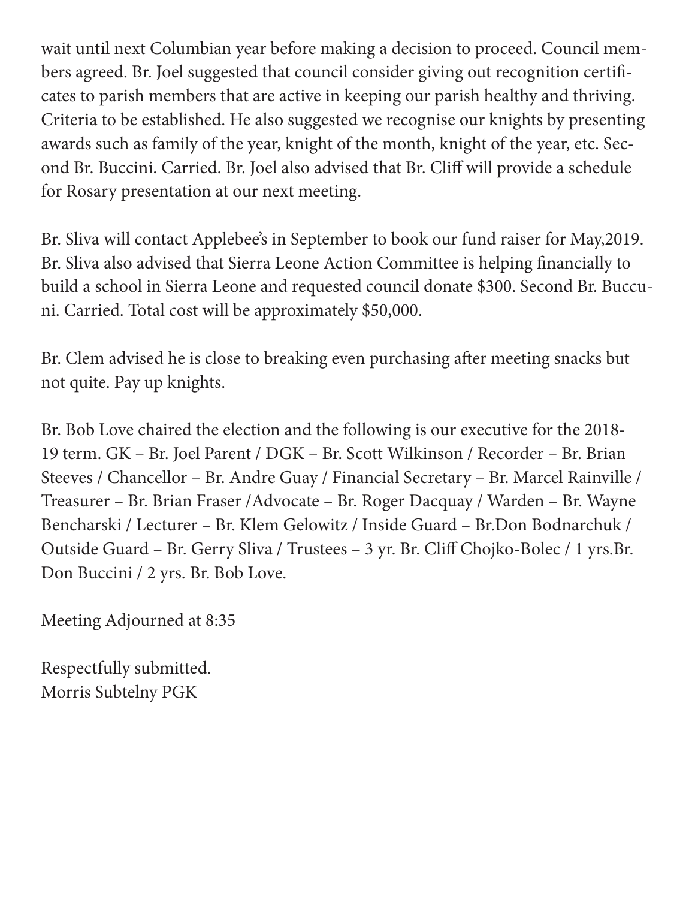wait until next Columbian year before making a decision to proceed. Council members agreed. Br. Joel suggested that council consider giving out recognition certificates to parish members that are active in keeping our parish healthy and thriving. Criteria to be established. He also suggested we recognise our knights by presenting awards such as family of the year, knight of the month, knight of the year, etc. Second Br. Buccini. Carried. Br. Joel also advised that Br. Cliff will provide a schedule for Rosary presentation at our next meeting.

Br. Sliva will contact Applebee's in September to book our fund raiser for May,2019. Br. Sliva also advised that Sierra Leone Action Committee is helping financially to build a school in Sierra Leone and requested council donate $300. Second Br. Buccuni. Carried. Total cost will be approximately $50,000.

Br. Clem advised he is close to breaking even purchasing after meeting snacks but not quite. Pay up knights.

Br. Bob Love chaired the election and the following is our executive for the 2018-19 term. GK – Br. Joel Parent / DGK – Br. Scott Wilkinson / Recorder – Br. Brian Steeves / Chancellor – Br. Andre Guay / Financial Secretary – Br. Marcel Rainville / Treasurer – Br. Brian Fraser /Advocate – Br. Roger Dacquay / Warden – Br. Wayne Bencharski / Lecturer – Br. Klem Gelowitz / Inside Guard – Br.Don Bodnarchuk / Outside Guard – Br. Gerry Sliva / Trustees – 3 yr. Br. Cliff Chojko-Bolec / 1 yrs.Br. Don Buccini / 2 yrs. Br. Bob Love.

Meeting Adjourned at 8:35

Respectfully submitted.  
Morris Subtelny PGK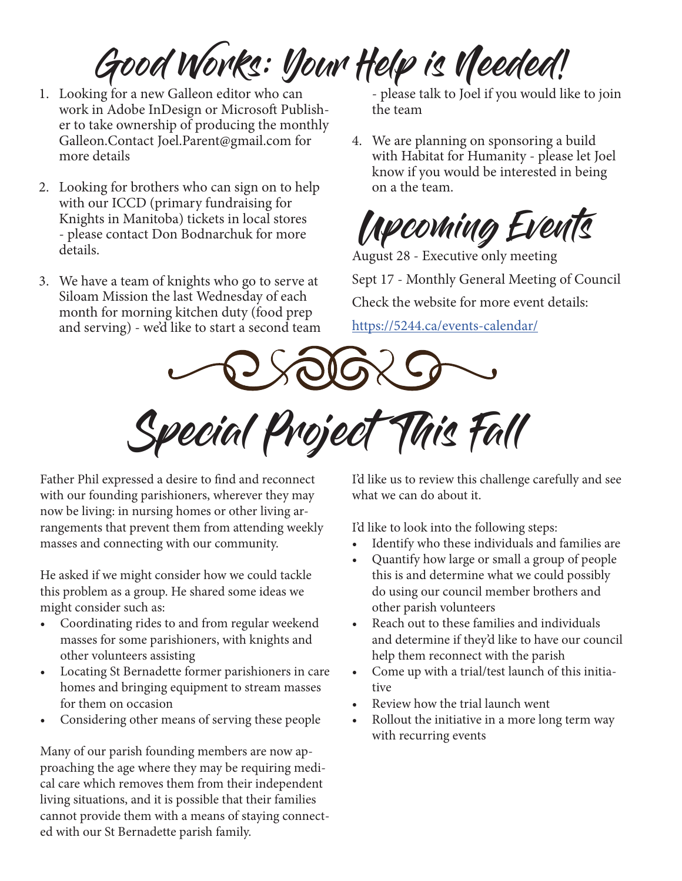# Good Works: Your Help is Needed!

1. Looking for a new Galleon editor who can work in Adobe InDesign or Microsoft Publisher to take ownership of producing the monthly Galleon.Contact Joel.Parent@gmail.com for more details
2. Looking for brothers who can sign on to help with our ICCD (primary fundraising for Knights in Manitoba) tickets in local stores - please contact Don Bodnarchuk for more details.
3. We have a team of knights who go to serve at Siloam Mission the last Wednesday of each month for morning kitchen duty (food prep and serving) - we'd like to start a second team - please talk to Joel if you would like to join the team
4. We are planning on sponsoring a build with Habitat for Humanity - please let Joel know if you would be interested in being on a the team.

# Upcoming Events

August 28 - Executive only meeting

Sept 17 - Monthly General Meeting of Council

Check the website for more event details:

https://5244.ca/events-calendar/

# Special Project This Fall

Father Phil expressed a desire to find and reconnect with our founding parishioners, wherever they may now be living: in nursing homes or other living arrangements that prevent them from attending weekly masses and connecting with our community.

He asked if we might consider how we could tackle this problem as a group. He shared some ideas we might consider such as:

- Coordinating rides to and from regular weekend masses for some parishioners, with knights and other volunteers assisting
- Locating St Bernadette former parishioners in care homes and bringing equipment to stream masses for them on occasion
- Considering other means of serving these people

Many of our parish founding members are now approaching the age where they may be requiring medical care which removes them from their independent living situations, and it is possible that their families cannot provide them with a means of staying connected with our St Bernadette parish family.

I'd like us to review this challenge carefully and see what we can do about it.

I'd like to look into the following steps:

- Identify who these individuals and families are
- Quantify how large or small a group of people this is and determine what we could possibly do using our council member brothers and other parish volunteers
- Reach out to these families and individuals and determine if they'd like to have our council help them reconnect with the parish
- Come up with a trial/test launch of this initiative
- Review how the trial launch went
- Rollout the initiative in a more long term way with recurring events